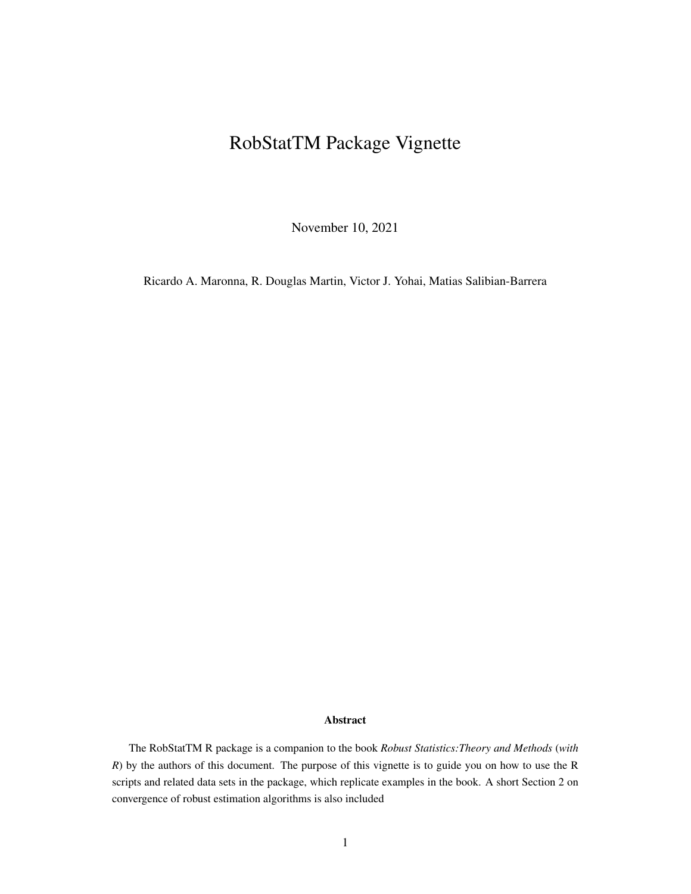# RobStatTM Package Vignette

November 10, 2021

Ricardo A. Maronna, R. Douglas Martin, Victor J. Yohai, Matias Salibian-Barrera

**Abstract**

The RobStatTM R package is a companion to the book *Robust Statistics:Theory and Methods* (*with R*) by the authors of this document. The purpose of this vignette is to guide you on how to use the R scripts and related data sets in the package, which replicate examples in the book. A short Section 2 on convergence of robust estimation algorithms is also included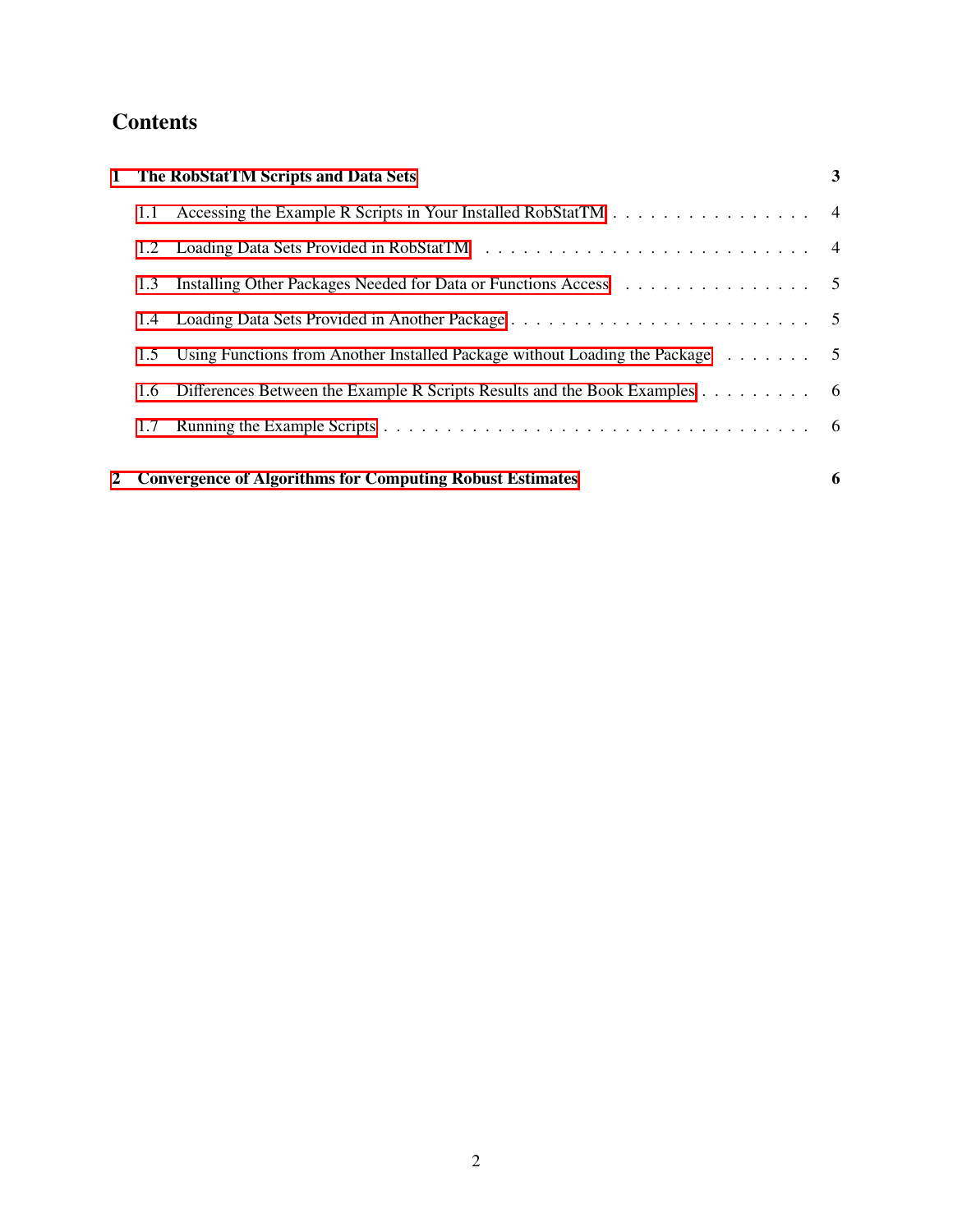# Contents

**1 The RobStatTM Scripts and Data Sets** — **3**

- 1.1 Accessing the Example R Scripts in Your Installed RobStatTM . . . . . . . . . . . . . . . . . 4
- 1.2 Loading Data Sets Provided in RobStatTM . . . . . . . . . . . . . . . . . . . . . . . . . . . 4
- 1.3 Installing Other Packages Needed for Data or Functions Access . . . . . . . . . . . . . . . . 5
- 1.4 Loading Data Sets Provided in Another Package . . . . . . . . . . . . . . . . . . . . . . . . 5
- 1.5 Using Functions from Another Installed Package without Loading the Package . . . . . . . . 5
- 1.6 Differences Between the Example R Scripts Results and the Book Examples . . . . . . . . . 6
- 1.7 Running the Example Scripts . . . . . . . . . . . . . . . . . . . . . . . . . . . . . . . . . . 6

**2 Convergence of Algorithms for Computing Robust Estimates** — **6**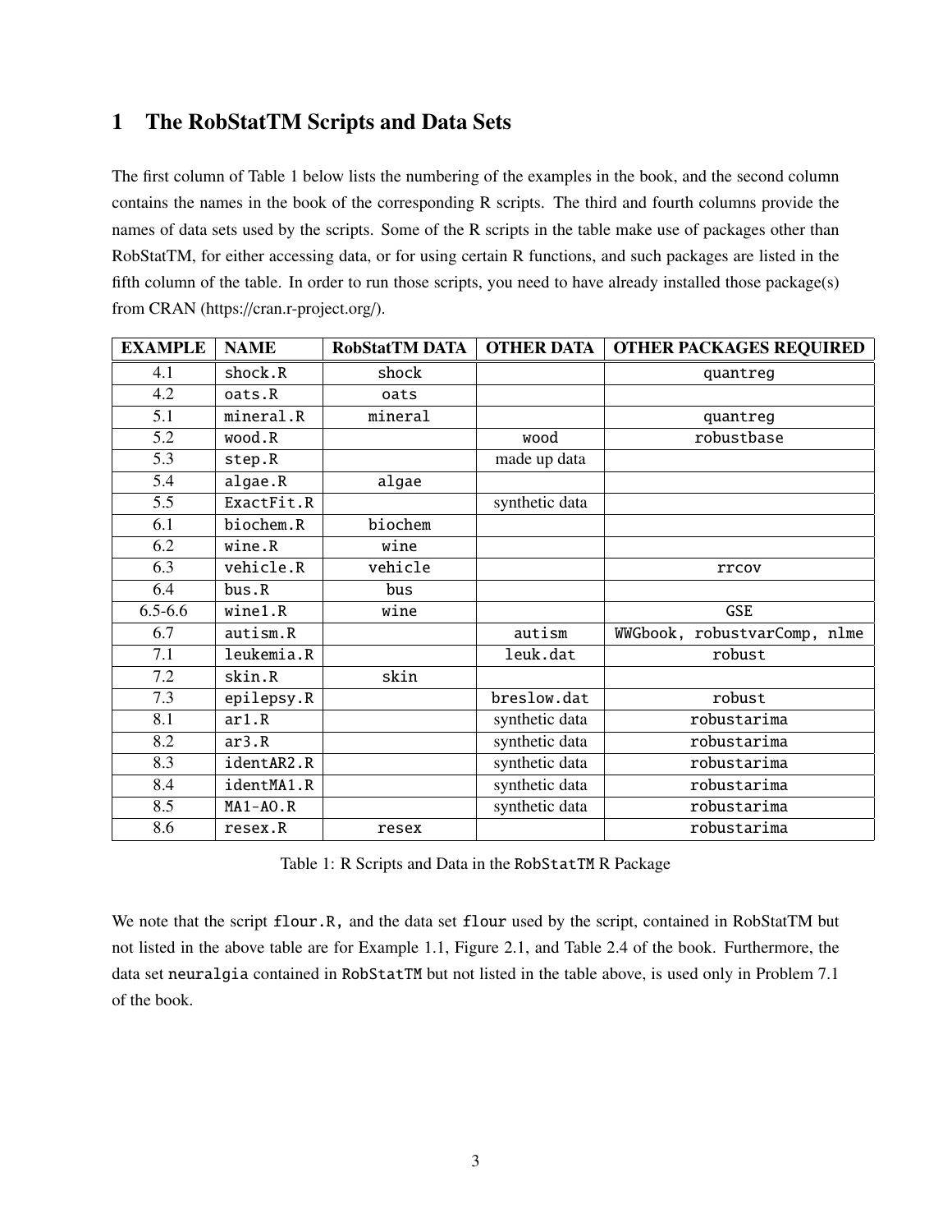# 1 The RobStatTM Scripts and Data Sets

The first column of Table 1 below lists the numbering of the examples in the book, and the second column contains the names in the book of the corresponding R scripts. The third and fourth columns provide the names of data sets used by the scripts. Some of the R scripts in the table make use of packages other than RobStatTM, for either accessing data, or for using certain R functions, and such packages are listed in the fifth column of the table. In order to run those scripts, you need to have already installed those package(s) from CRAN (https://cran.r-project.org/).

| EXAMPLE | NAME | RobStatTM DATA | OTHER DATA | OTHER PACKAGES REQUIRED |
|---|---|---|---|---|
| 4.1 | shock.R | shock | | quantreg |
| 4.2 | oats.R | oats | | |
| 5.1 | mineral.R | mineral | | quantreg |
| 5.2 | wood.R | | wood | robustbase |
| 5.3 | step.R | | made up data | |
| 5.4 | algae.R | algae | | |
| 5.5 | ExactFit.R | | synthetic data | |
| 6.1 | biochem.R | biochem | | |
| 6.2 | wine.R | wine | | |
| 6.3 | vehicle.R | vehicle | | rrcov |
| 6.4 | bus.R | bus | | |
| 6.5-6.6 | wine1.R | wine | | GSE |
| 6.7 | autism.R | | autism | WWGbook, robustvarComp, nlme |
| 7.1 | leukemia.R | | leuk.dat | robust |
| 7.2 | skin.R | skin | | |
| 7.3 | epilepsy.R | | breslow.dat | robust |
| 8.1 | ar1.R | | synthetic data | robustarima |
| 8.2 | ar3.R | | synthetic data | robustarima |
| 8.3 | identAR2.R | | synthetic data | robustarima |
| 8.4 | identMA1.R | | synthetic data | robustarima |
| 8.5 | MA1-AO.R | | synthetic data | robustarima |
| 8.6 | resex.R | resex | | robustarima |

Table 1: R Scripts and Data in the RobStatTM R Package

We note that the script flour.R, and the data set flour used by the script, contained in RobStatTM but not listed in the above table are for Example 1.1, Figure 2.1, and Table 2.4 of the book. Furthermore, the data set neuralgia contained in RobStatTM but not listed in the table above, is used only in Problem 7.1 of the book.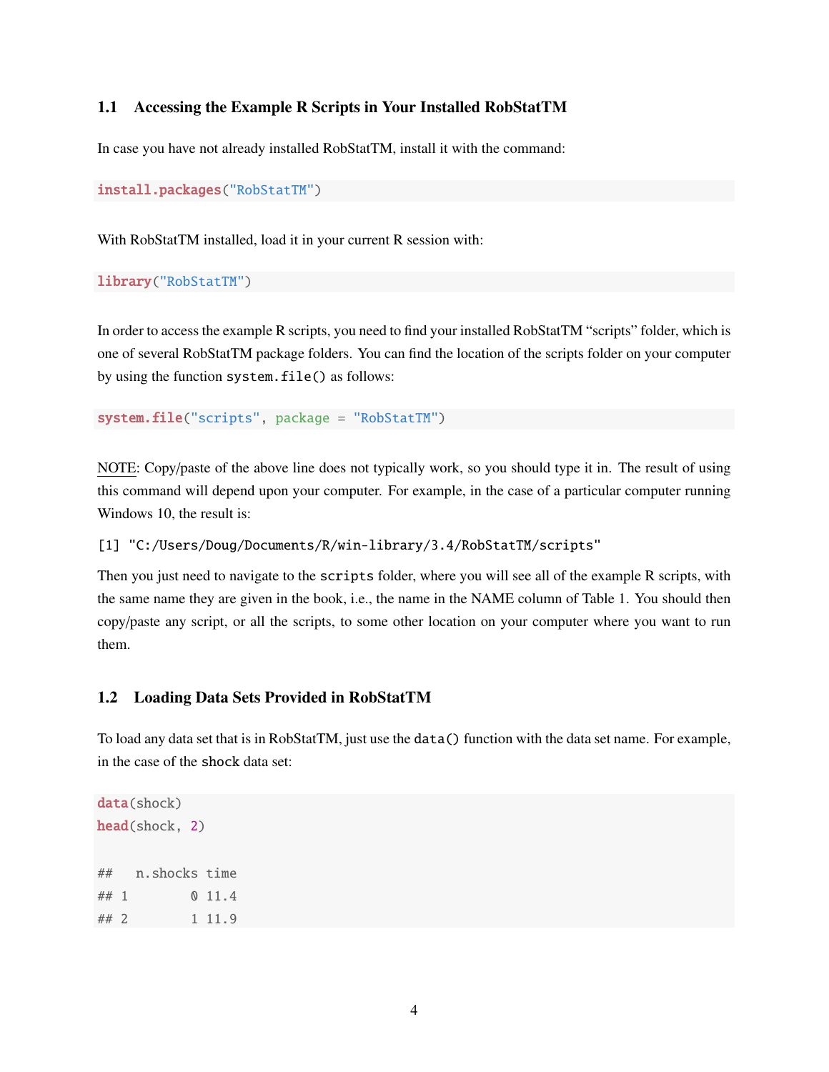## 1.1 Accessing the Example R Scripts in Your Installed RobStatTM

In case you have not already installed RobStatTM, install it with the command:

```
install.packages("RobStatTM")
```

With RobStatTM installed, load it in your current R session with:

```
library("RobStatTM")
```

In order to access the example R scripts, you need to find your installed RobStatTM "scripts" folder, which is one of several RobStatTM package folders. You can find the location of the scripts folder on your computer by using the function `system.file()` as follows:

```
system.file("scripts", package = "RobStatTM")
```

NOTE: Copy/paste of the above line does not typically work, so you should type it in. The result of using this command will depend upon your computer. For example, in the case of a particular computer running Windows 10, the result is:

```
[1] "C:/Users/Doug/Documents/R/win-library/3.4/RobStatTM/scripts"
```

Then you just need to navigate to the `scripts` folder, where you will see all of the example R scripts, with the same name they are given in the book, i.e., the name in the NAME column of Table 1. You should then copy/paste any script, or all the scripts, to some other location on your computer where you want to run them.

## 1.2 Loading Data Sets Provided in RobStatTM

To load any data set that is in RobStatTM, just use the `data()` function with the data set name. For example, in the case of the `shock` data set:

```
data(shock)
head(shock, 2)

##   n.shocks time
## 1        0 11.4
## 2        1 11.9
```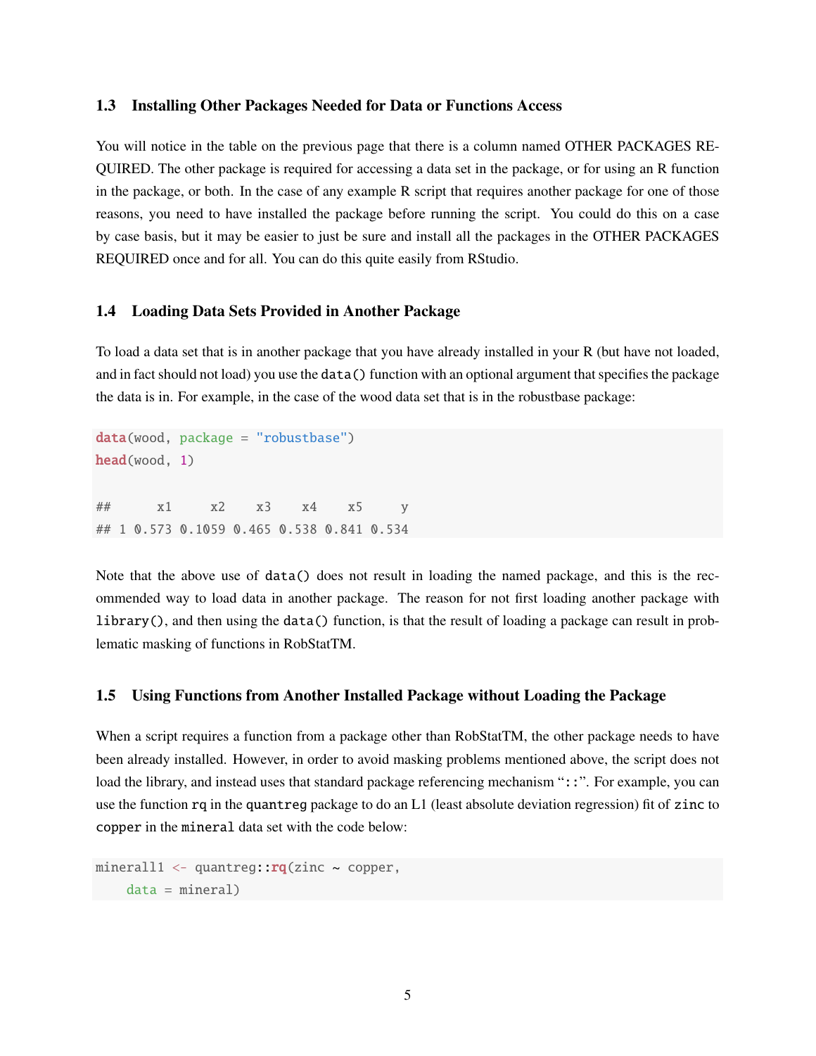### 1.3 Installing Other Packages Needed for Data or Functions Access

You will notice in the table on the previous page that there is a column named OTHER PACKAGES REQUIRED. The other package is required for accessing a data set in the package, or for using an R function in the package, or both. In the case of any example R script that requires another package for one of those reasons, you need to have installed the package before running the script. You could do this on a case by case basis, but it may be easier to just be sure and install all the packages in the OTHER PACKAGES REQUIRED once and for all. You can do this quite easily from RStudio.

### 1.4 Loading Data Sets Provided in Another Package

To load a data set that is in another package that you have already installed in your R (but have not loaded, and in fact should not load) you use the `data()` function with an optional argument that specifies the package the data is in. For example, in the case of the wood data set that is in the robustbase package:

```
data(wood, package = "robustbase")
head(wood, 1)

##      x1     x2    x3    x4    x5     y
## 1 0.573 0.1059 0.465 0.538 0.841 0.534
```

Note that the above use of `data()` does not result in loading the named package, and this is the recommended way to load data in another package. The reason for not first loading another package with `library()`, and then using the `data()` function, is that the result of loading a package can result in problematic masking of functions in RobStatTM.

### 1.5 Using Functions from Another Installed Package without Loading the Package

When a script requires a function from a package other than RobStatTM, the other package needs to have been already installed. However, in order to avoid masking problems mentioned above, the script does not load the library, and instead uses that standard package referencing mechanism "`::`". For example, you can use the function `rq` in the `quantreg` package to do an L1 (least absolute deviation regression) fit of `zinc` to `copper` in the `mineral` data set with the code below:

```
mineral1 <- quantreg::rq(zinc ~ copper,
    data = mineral)
```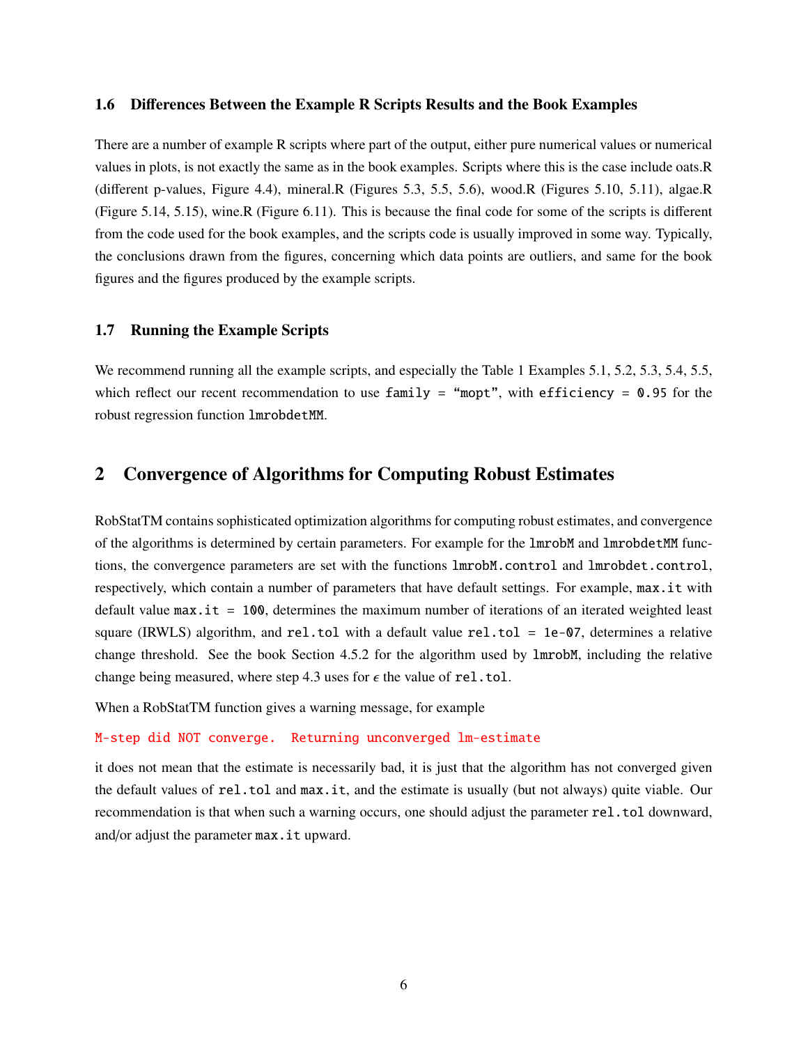### 1.6 Differences Between the Example R Scripts Results and the Book Examples

There are a number of example R scripts where part of the output, either pure numerical values or numerical values in plots, is not exactly the same as in the book examples. Scripts where this is the case include oats.R (different p-values, Figure 4.4), mineral.R (Figures 5.3, 5.5, 5.6), wood.R (Figures 5.10, 5.11), algae.R (Figure 5.14, 5.15), wine.R (Figure 6.11). This is because the final code for some of the scripts is different from the code used for the book examples, and the scripts code is usually improved in some way. Typically, the conclusions drawn from the figures, concerning which data points are outliers, and same for the book figures and the figures produced by the example scripts.

### 1.7 Running the Example Scripts

We recommend running all the example scripts, and especially the Table 1 Examples 5.1, 5.2, 5.3, 5.4, 5.5, which reflect our recent recommendation to use `family = "mopt"`, with `efficiency = 0.95` for the robust regression function `lmrobdetMM`.

## 2 Convergence of Algorithms for Computing Robust Estimates

RobStatTM contains sophisticated optimization algorithms for computing robust estimates, and convergence of the algorithms is determined by certain parameters. For example for the `lmrobM` and `lmrobdetMM` functions, the convergence parameters are set with the functions `lmrobM.control` and `lmrobdet.control`, respectively, which contain a number of parameters that have default settings. For example, `max.it` with default value `max.it = 100`, determines the maximum number of iterations of an iterated weighted least square (IRWLS) algorithm, and `rel.tol` with a default value `rel.tol = 1e-07`, determines a relative change threshold. See the book Section 4.5.2 for the algorithm used by `lmrobM`, including the relative change being measured, where step 4.3 uses for $\epsilon$ the value of `rel.tol`.

When a RobStatTM function gives a warning message, for example

```
M-step did NOT converge.  Returning unconverged lm-estimate
```

it does not mean that the estimate is necessarily bad, it is just that the algorithm has not converged given the default values of `rel.tol` and `max.it`, and the estimate is usually (but not always) quite viable. Our recommendation is that when such a warning occurs, one should adjust the parameter `rel.tol` downward, and/or adjust the parameter `max.it` upward.